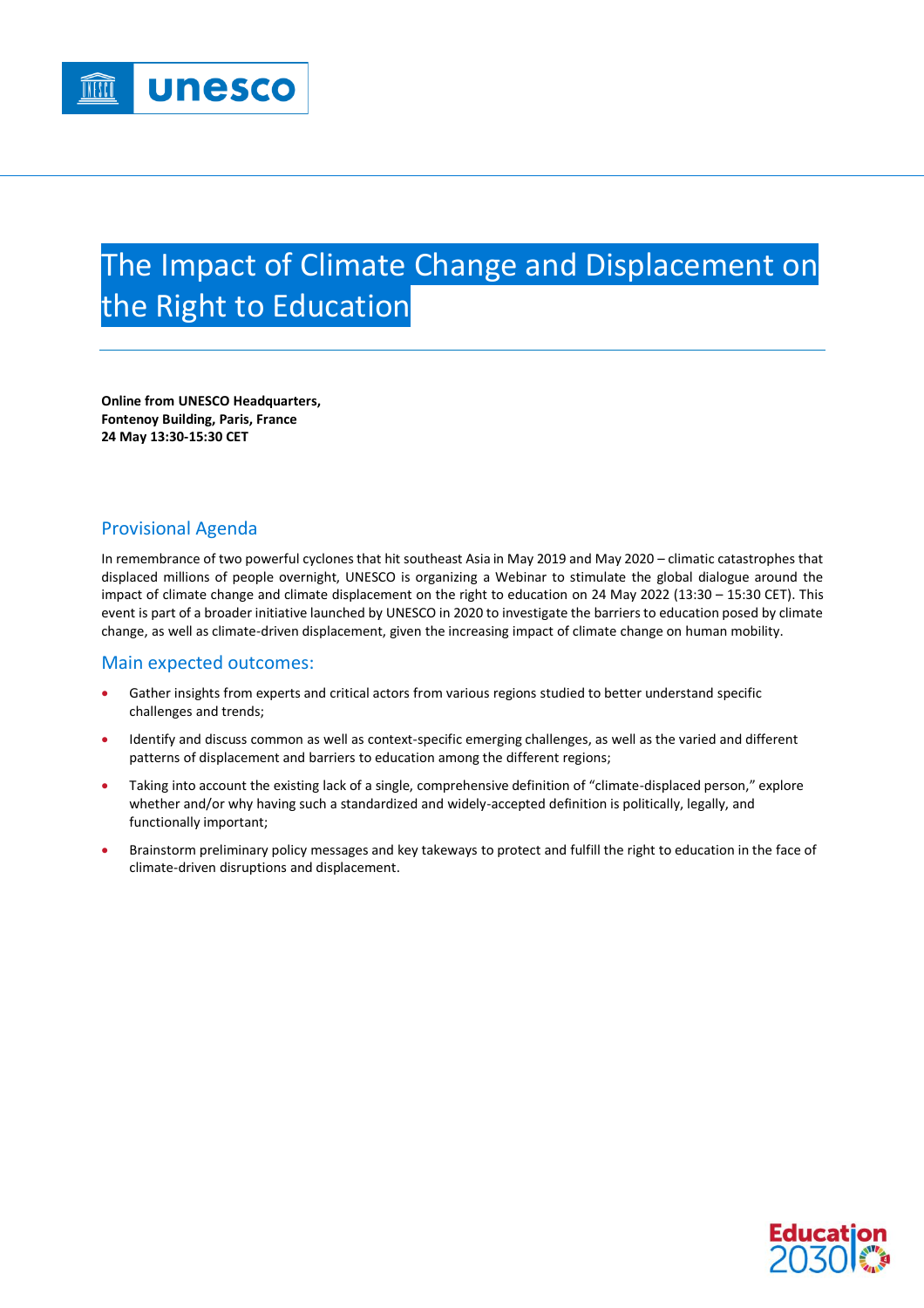# The Impact of Climate Change and Displacement on the Right to Education

**Online from UNESCO Headquarters,**
**Fontenoy Building, Paris, France**
**24 May 13:30-15:30 CET**

## Provisional Agenda

In remembrance of two powerful cyclones that hit southeast Asia in May 2019 and May 2020 – climatic catastrophes that displaced millions of people overnight, UNESCO is organizing a Webinar to stimulate the global dialogue around the impact of climate change and climate displacement on the right to education on 24 May 2022 (13:30 – 15:30 CET). This event is part of a broader initiative launched by UNESCO in 2020 to investigate the barriers to education posed by climate change, as well as climate-driven displacement, given the increasing impact of climate change on human mobility.

## Main expected outcomes:

- Gather insights from experts and critical actors from various regions studied to better understand specific challenges and trends;
- Identify and discuss common as well as context-specific emerging challenges, as well as the varied and different patterns of displacement and barriers to education among the different regions;
- Taking into account the existing lack of a single, comprehensive definition of "climate-displaced person," explore whether and/or why having such a standardized and widely-accepted definition is politically, legally, and functionally important;
- Brainstorm preliminary policy messages and key takeaways to protect and fulfill the right to education in the face of climate-driven disruptions and displacement.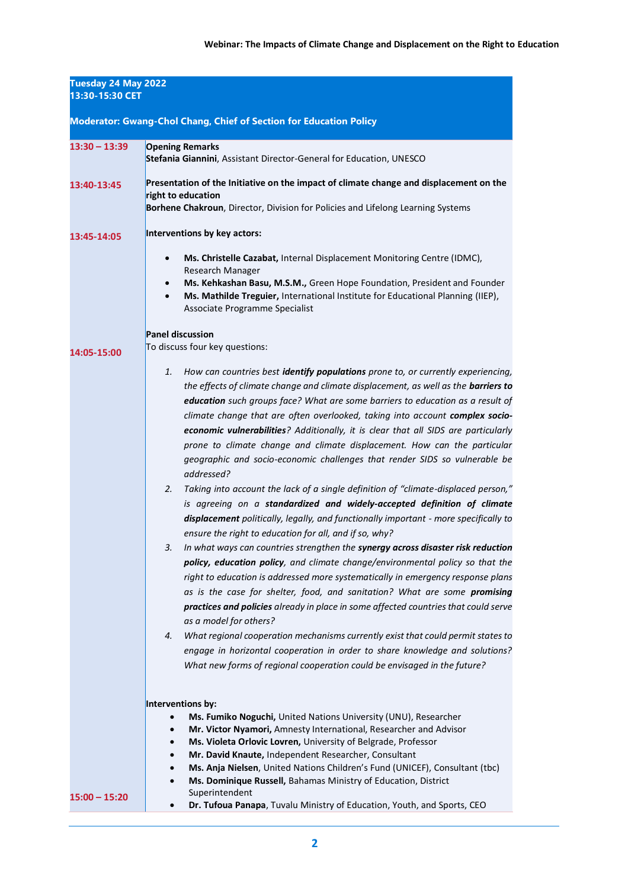| Tuesday 24 May 2022<br>13:30-15:30 CET<br><br>Moderator: Gwang-Chol Chang, Chief of Section for Education Policy | |
|---|---|
| 13:30 – 13:39 | **Opening Remarks**<br>**Stefania Giannini**, Assistant Director-General for Education, UNESCO |
| 13:40-13:45 | **Presentation of the Initiative on the impact of climate change and displacement on the right to education**<br>**Borhene Chakroun**, Director, Division for Policies and Lifelong Learning Systems |
| 13:45-14:05 | **Interventions by key actors:**<br>• **Ms. Christelle Cazabat,** Internal Displacement Monitoring Centre (IDMC), Research Manager<br>• **Ms. Kehkashan Basu, M.S.M.,** Green Hope Foundation, President and Founder<br>• **Ms. Mathilde Treguier,** International Institute for Educational Planning (IIEP), Associate Programme Specialist |
| 14:05-15:00 | **Panel discussion**<br>To discuss four key questions:<br>1. *How can countries best **identify populations** prone to, or currently experiencing, the effects of climate change and climate displacement, as well as the **barriers to education** such groups face? What are some barriers to education as a result of climate change that are often overlooked, taking into account **complex socio-economic vulnerabilities**? Additionally, it is clear that all SIDS are particularly prone to climate change and climate displacement. How can the particular geographic and socio-economic challenges that render SIDS so vulnerable be addressed?*<br>2. *Taking into account the lack of a single definition of "climate-displaced person," is agreeing on a **standardized and widely-accepted definition of climate displacement** politically, legally, and functionally important - more specifically to ensure the right to education for all, and if so, why?*<br>3. *In what ways can countries strengthen the **synergy across disaster risk reduction policy, education policy**, and climate change/environmental policy so that the right to education is addressed more systematically in emergency response plans as is the case for shelter, food, and sanitation? What are some **promising practices and policies** already in place in some affected countries that could serve as a model for others?*<br>4. *What regional cooperation mechanisms currently exist that could permit states to engage in horizontal cooperation in order to share knowledge and solutions? What new forms of regional cooperation could be envisaged in the future?*<br><br>**Interventions by:**<br>• **Ms. Fumiko Noguchi,** United Nations University (UNU), Researcher<br>• **Mr. Victor Nyamori,** Amnesty International, Researcher and Advisor<br>• **Ms. Violeta Orlovic Lovren,** University of Belgrade, Professor<br>• **Mr. David Knaute,** Independent Researcher, Consultant<br>• **Ms. Anja Nielsen**, United Nations Children's Fund (UNICEF), Consultant (tbc)<br>• **Ms. Dominique Russell,** Bahamas Ministry of Education, District Superintendent<br>• **Dr. Tufoua Panapa**, Tuvalu Ministry of Education, Youth, and Sports, CEO |
| 15:00 – 15:20 | |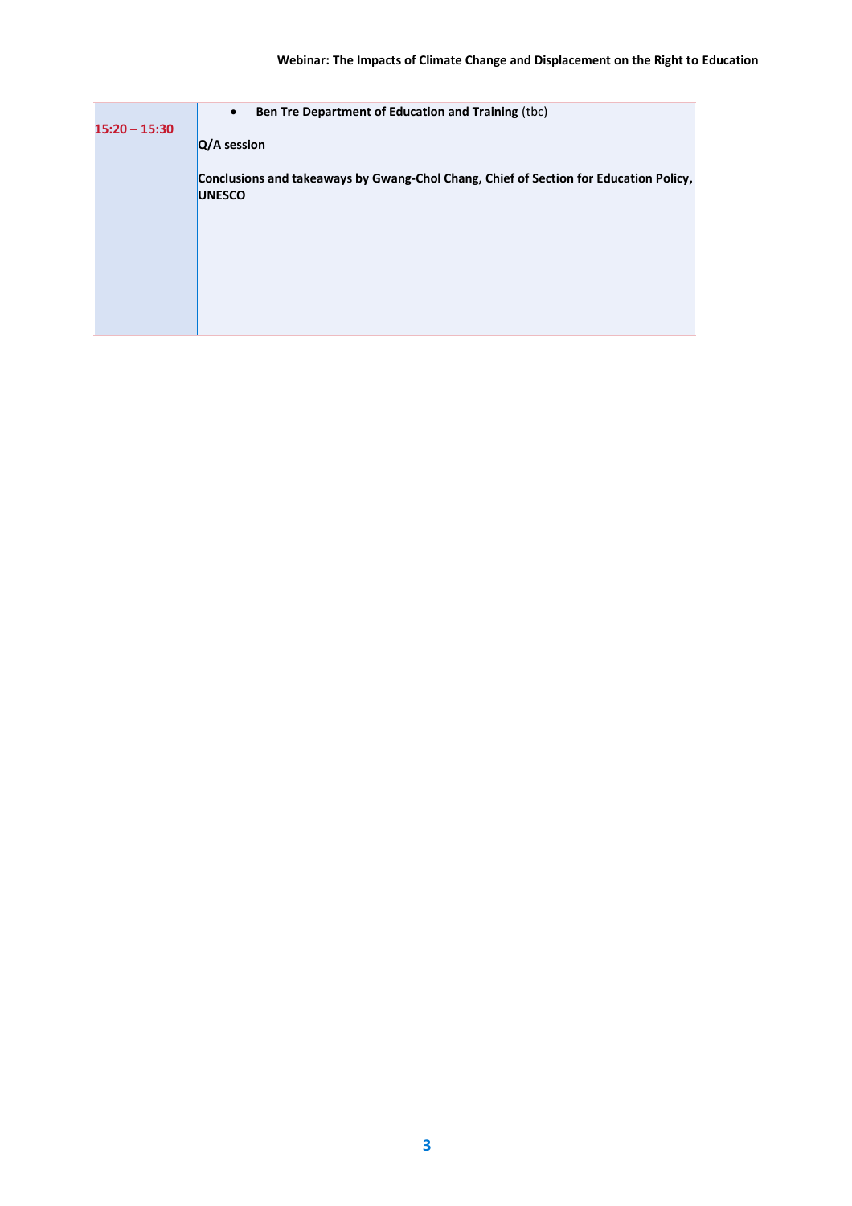| | |
|---|---|
| **15:20 – 15:30** | • **Ben Tre Department of Education and Training** (tbc)<br><br>**Q/A session**<br><br>**Conclusions and takeaways by Gwang-Chol Chang, Chief of Section for Education Policy, UNESCO** |